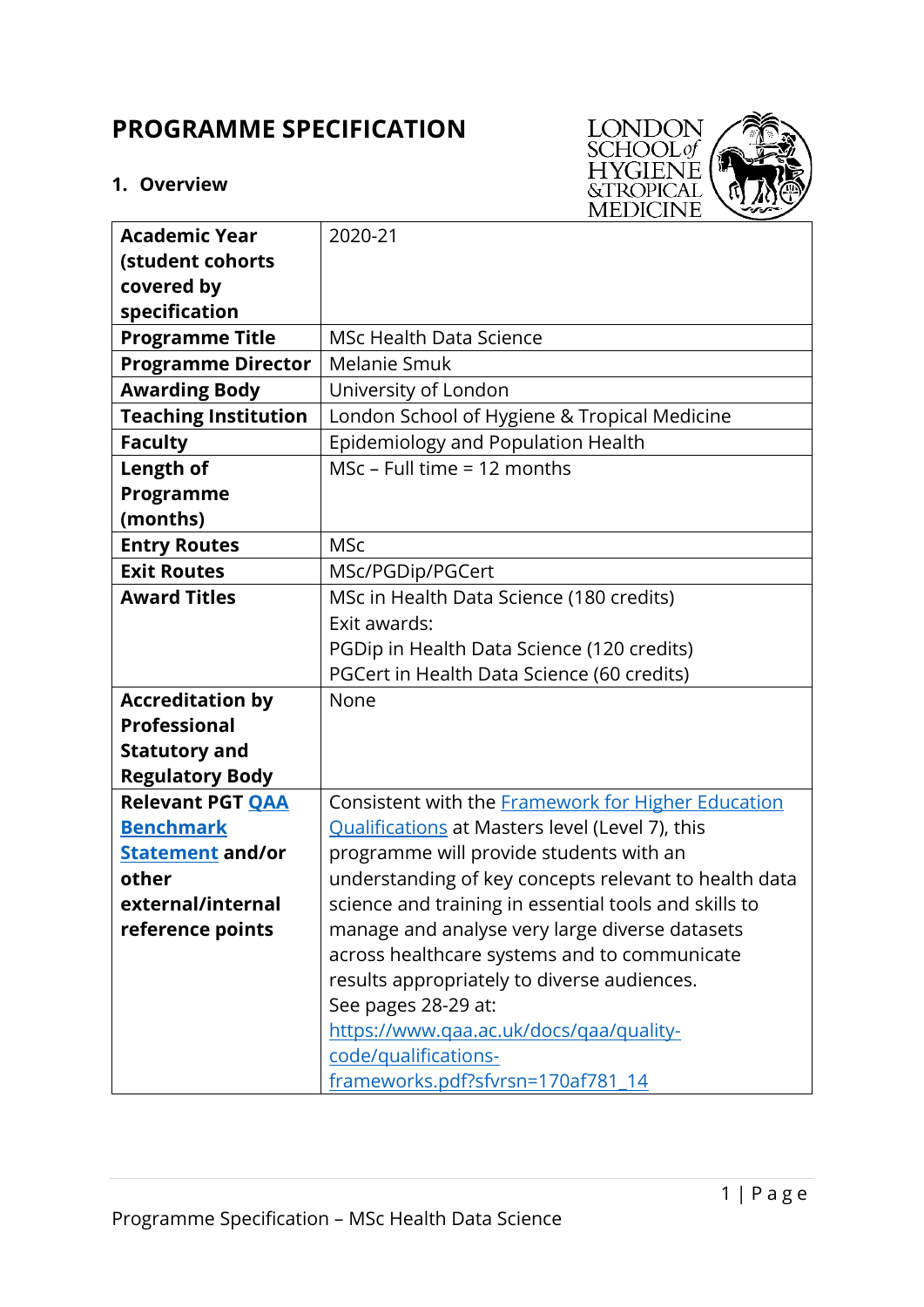# PROGRAMME SPECIFICATION

## 1. Overview

| | |
|---|---|
| **Academic Year (student cohorts covered by specification** | 2020-21 |
| **Programme Title** | MSc Health Data Science |
| **Programme Director** | Melanie Smuk |
| **Awarding Body** | University of London |
| **Teaching Institution** | London School of Hygiene & Tropical Medicine |
| **Faculty** | Epidemiology and Population Health |
| **Length of Programme (months)** | MSc – Full time = 12 months |
| **Entry Routes** | MSc |
| **Exit Routes** | MSc/PGDip/PGCert |
| **Award Titles** | MSc in Health Data Science (180 credits)<br>Exit awards:<br>PGDip in Health Data Science (120 credits)<br>PGCert in Health Data Science (60 credits) |
| **Accreditation by Professional Statutory and Regulatory Body** | None |
| **Relevant PGT QAA Benchmark Statement and/or other external/internal reference points** | Consistent with the Framework for Higher Education Qualifications at Masters level (Level 7), this programme will provide students with an understanding of key concepts relevant to health data science and training in essential tools and skills to manage and analyse very large diverse datasets across healthcare systems and to communicate results appropriately to diverse audiences.<br>See pages 28-29 at:<br>https://www.qaa.ac.uk/docs/qaa/quality-code/qualifications-frameworks.pdf?sfvrsn=170af781_14 |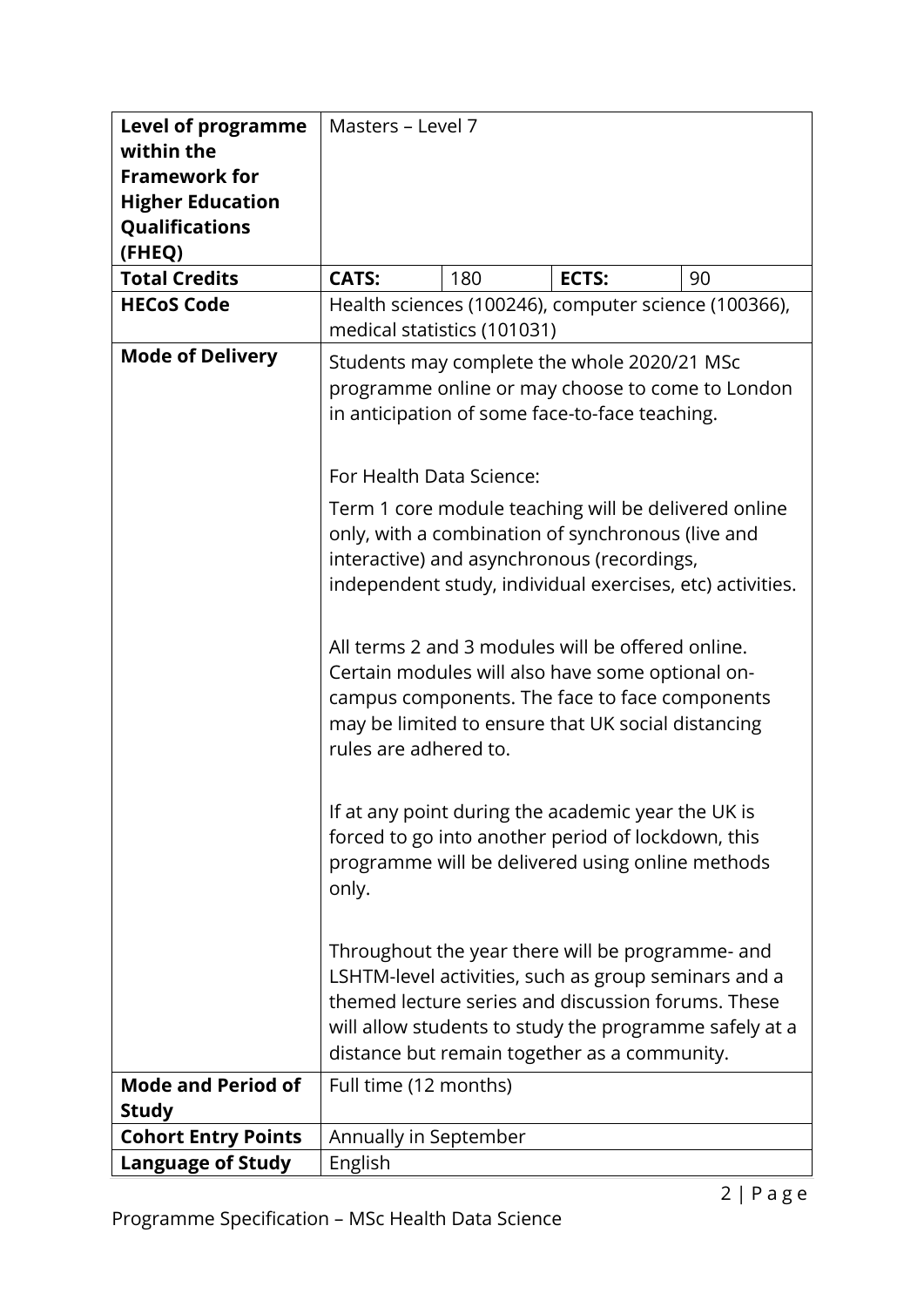| | | | | |
|---|---|---|---|---|
| **Level of programme within the Framework for Higher Education Qualifications (FHEQ)** | Masters – Level 7 | | | |
| **Total Credits** | **CATS:** | 180 | **ECTS:** | 90 |
| **HECoS Code** | Health sciences (100246), computer science (100366), medical statistics (101031) | | | |
| **Mode of Delivery** | Students may complete the whole 2020/21 MSc programme online or may choose to come to London in anticipation of some face-to-face teaching.<br><br>For Health Data Science:<br><br>Term 1 core module teaching will be delivered online only, with a combination of synchronous (live and interactive) and asynchronous (recordings, independent study, individual exercises, etc) activities.<br><br>All terms 2 and 3 modules will be offered online. Certain modules will also have some optional on-campus components. The face to face components may be limited to ensure that UK social distancing rules are adhered to.<br><br>If at any point during the academic year the UK is forced to go into another period of lockdown, this programme will be delivered using online methods only.<br><br>Throughout the year there will be programme- and LSHTM-level activities, such as group seminars and a themed lecture series and discussion forums. These will allow students to study the programme safely at a distance but remain together as a community. | | | |
| **Mode and Period of Study** | Full time (12 months) | | | |
| **Cohort Entry Points** | Annually in September | | | |
| **Language of Study** | English | | | |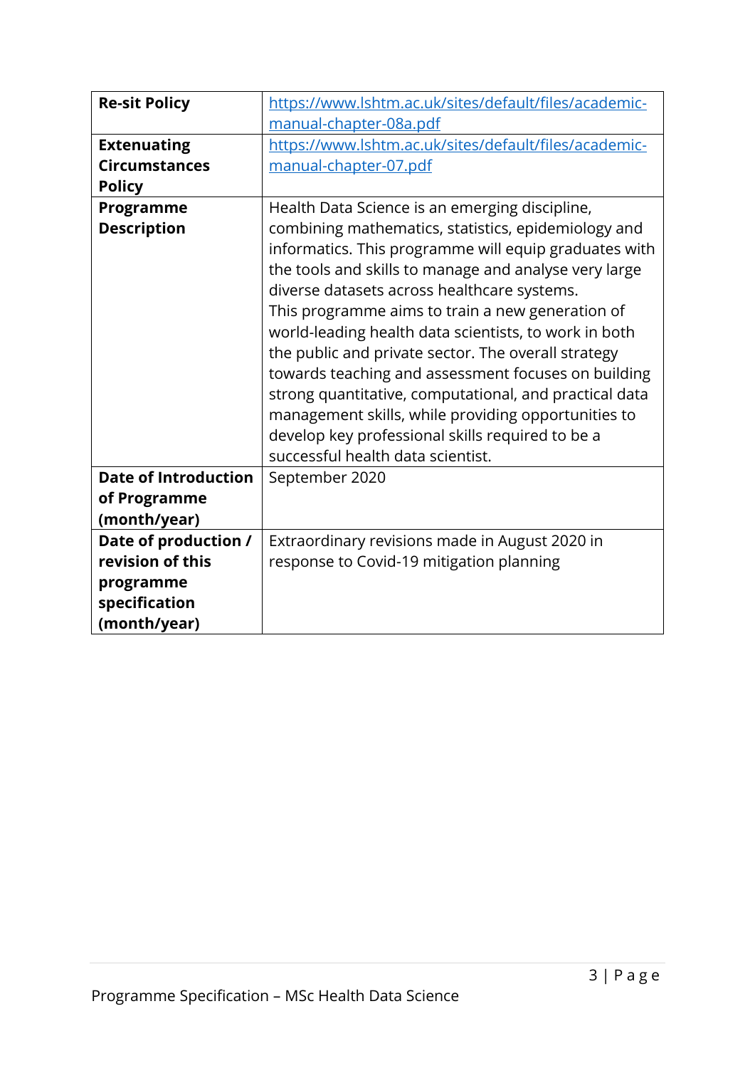| | |
|---|---|
| **Re-sit Policy** | https://www.lshtm.ac.uk/sites/default/files/academic-manual-chapter-08a.pdf |
| **Extenuating Circumstances Policy** | https://www.lshtm.ac.uk/sites/default/files/academic-manual-chapter-07.pdf |
| **Programme Description** | Health Data Science is an emerging discipline, combining mathematics, statistics, epidemiology and informatics. This programme will equip graduates with the tools and skills to manage and analyse very large diverse datasets across healthcare systems.<br>This programme aims to train a new generation of world-leading health data scientists, to work in both the public and private sector. The overall strategy towards teaching and assessment focuses on building strong quantitative, computational, and practical data management skills, while providing opportunities to develop key professional skills required to be a successful health data scientist. |
| **Date of Introduction of Programme (month/year)** | September 2020 |
| **Date of production / revision of this programme specification (month/year)** | Extraordinary revisions made in August 2020 in response to Covid-19 mitigation planning |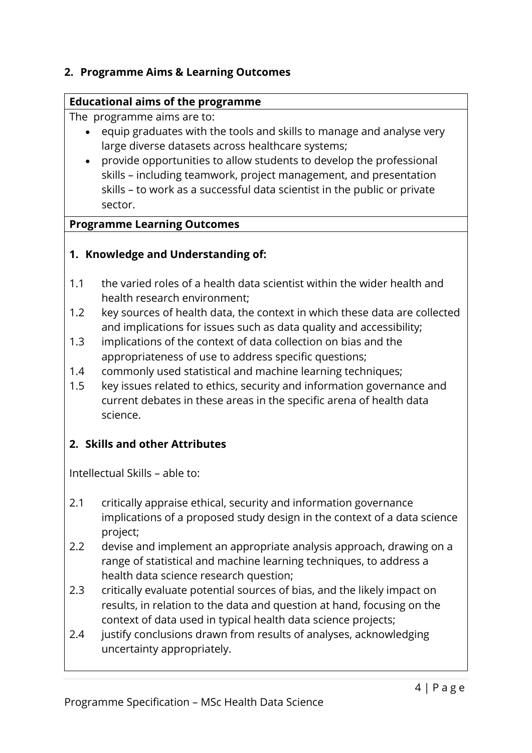## 2. Programme Aims & Learning Outcomes

**Educational aims of the programme**

The programme aims are to:

- equip graduates with the tools and skills to manage and analyse very large diverse datasets across healthcare systems;
- provide opportunities to allow students to develop the professional skills – including teamwork, project management, and presentation skills – to work as a successful data scientist in the public or private sector.

**Programme Learning Outcomes**

### 1. Knowledge and Understanding of:

1.1 the varied roles of a health data scientist within the wider health and health research environment;

1.2 key sources of health data, the context in which these data are collected and implications for issues such as data quality and accessibility;

1.3 implications of the context of data collection on bias and the appropriateness of use to address specific questions;

1.4 commonly used statistical and machine learning techniques;

1.5 key issues related to ethics, security and information governance and current debates in these areas in the specific arena of health data science.

### 2. Skills and other Attributes

Intellectual Skills – able to:

2.1 critically appraise ethical, security and information governance implications of a proposed study design in the context of a data science project;

2.2 devise and implement an appropriate analysis approach, drawing on a range of statistical and machine learning techniques, to address a health data science research question;

2.3 critically evaluate potential sources of bias, and the likely impact on results, in relation to the data and question at hand, focusing on the context of data used in typical health data science projects;

2.4 justify conclusions drawn from results of analyses, acknowledging uncertainty appropriately.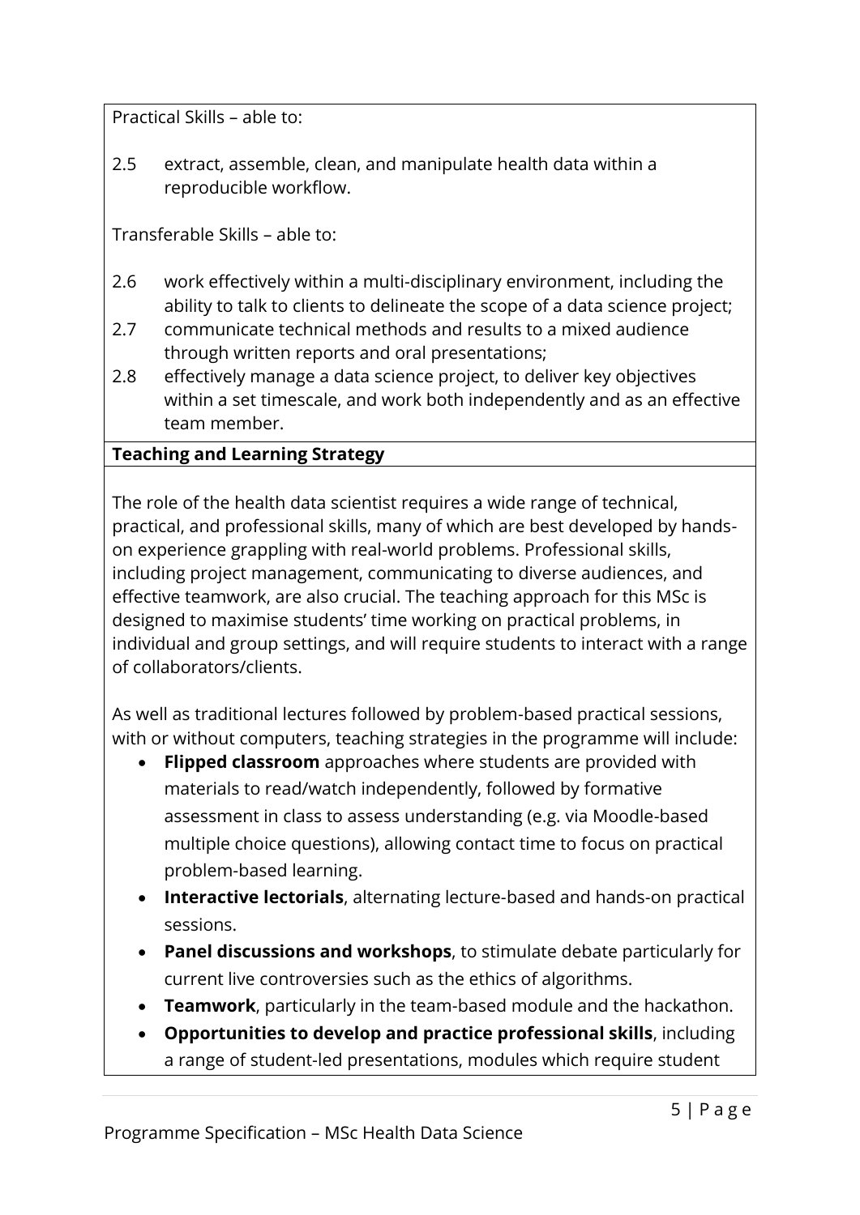Practical Skills – able to:

2.5 extract, assemble, clean, and manipulate health data within a reproducible workflow.

Transferable Skills – able to:

2.6 work effectively within a multi-disciplinary environment, including the ability to talk to clients to delineate the scope of a data science project;
2.7 communicate technical methods and results to a mixed audience through written reports and oral presentations;
2.8 effectively manage a data science project, to deliver key objectives within a set timescale, and work both independently and as an effective team member.

**Teaching and Learning Strategy**

The role of the health data scientist requires a wide range of technical, practical, and professional skills, many of which are best developed by hands-on experience grappling with real-world problems. Professional skills, including project management, communicating to diverse audiences, and effective teamwork, are also crucial. The teaching approach for this MSc is designed to maximise students' time working on practical problems, in individual and group settings, and will require students to interact with a range of collaborators/clients.

As well as traditional lectures followed by problem-based practical sessions, with or without computers, teaching strategies in the programme will include:

- **Flipped classroom** approaches where students are provided with materials to read/watch independently, followed by formative assessment in class to assess understanding (e.g. via Moodle-based multiple choice questions), allowing contact time to focus on practical problem-based learning.
- **Interactive lectorials**, alternating lecture-based and hands-on practical sessions.
- **Panel discussions and workshops**, to stimulate debate particularly for current live controversies such as the ethics of algorithms.
- **Teamwork**, particularly in the team-based module and the hackathon.
- **Opportunities to develop and practice professional skills**, including a range of student-led presentations, modules which require student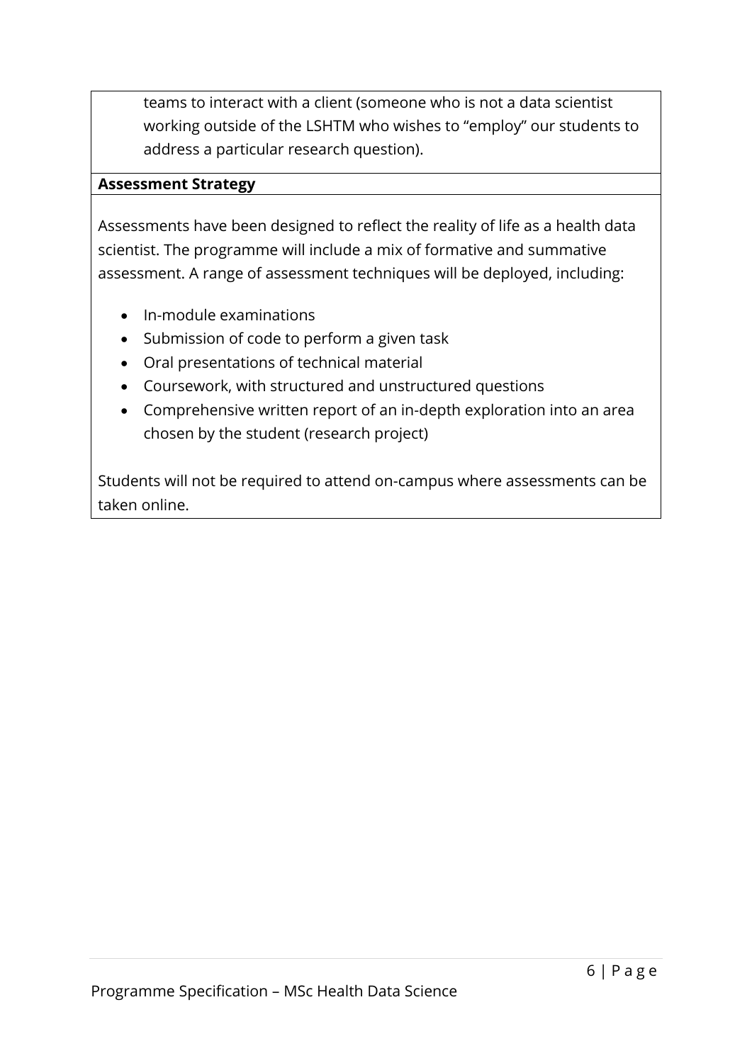teams to interact with a client (someone who is not a data scientist working outside of the LSHTM who wishes to “employ” our students to address a particular research question).

**Assessment Strategy**

Assessments have been designed to reflect the reality of life as a health data scientist. The programme will include a mix of formative and summative assessment. A range of assessment techniques will be deployed, including:

- In-module examinations
- Submission of code to perform a given task
- Oral presentations of technical material
- Coursework, with structured and unstructured questions
- Comprehensive written report of an in-depth exploration into an area chosen by the student (research project)

Students will not be required to attend on-campus where assessments can be taken online.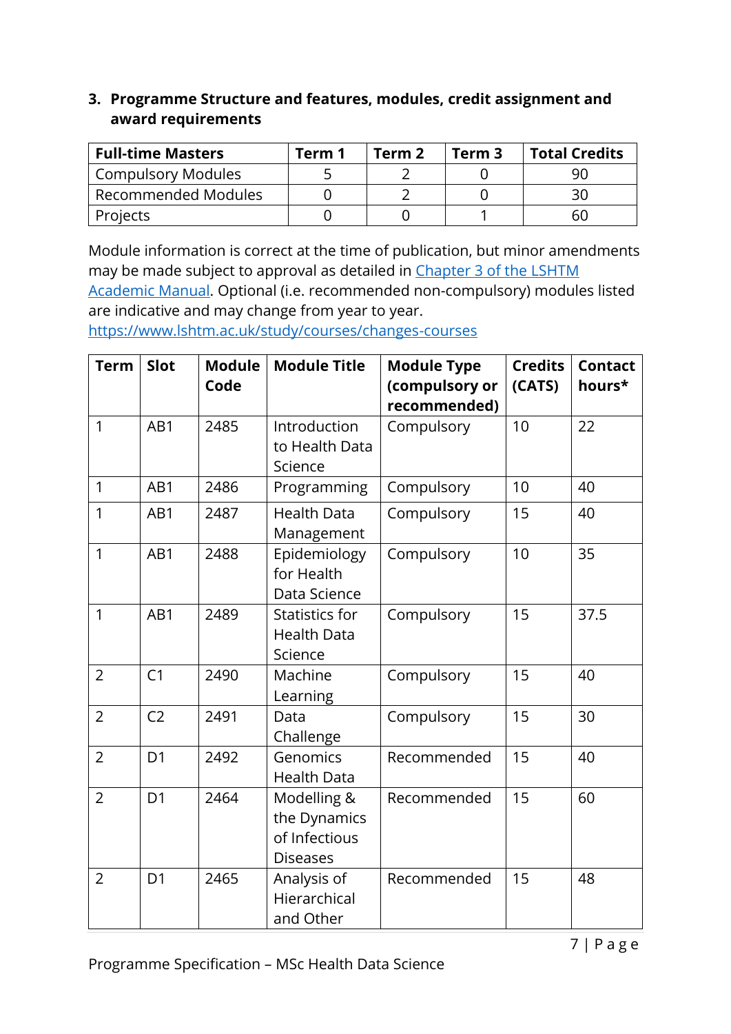## 3. Programme Structure and features, modules, credit assignment and award requirements

| Full-time Masters | Term 1 | Term 2 | Term 3 | Total Credits |
|---|---|---|---|---|
| Compulsory Modules | 5 | 2 | 0 | 90 |
| Recommended Modules | 0 | 2 | 0 | 30 |
| Projects | 0 | 0 | 1 | 60 |

Module information is correct at the time of publication, but minor amendments may be made subject to approval as detailed in [Chapter 3 of the LSHTM Academic Manual](). Optional (i.e. recommended non-compulsory) modules listed are indicative and may change from year to year. https://www.lshtm.ac.uk/study/courses/changes-courses

| Term | Slot | Module Code | Module Title | Module Type (compulsory or recommended) | Credits (CATS) | Contact hours* |
|---|---|---|---|---|---|---|
| 1 | AB1 | 2485 | Introduction to Health Data Science | Compulsory | 10 | 22 |
| 1 | AB1 | 2486 | Programming | Compulsory | 10 | 40 |
| 1 | AB1 | 2487 | Health Data Management | Compulsory | 15 | 40 |
| 1 | AB1 | 2488 | Epidemiology for Health Data Science | Compulsory | 10 | 35 |
| 1 | AB1 | 2489 | Statistics for Health Data Science | Compulsory | 15 | 37.5 |
| 2 | C1 | 2490 | Machine Learning | Compulsory | 15 | 40 |
| 2 | C2 | 2491 | Data Challenge | Compulsory | 15 | 30 |
| 2 | D1 | 2492 | Genomics Health Data | Recommended | 15 | 40 |
| 2 | D1 | 2464 | Modelling & the Dynamics of Infectious Diseases | Recommended | 15 | 60 |
| 2 | D1 | 2465 | Analysis of Hierarchical and Other | Recommended | 15 | 48 |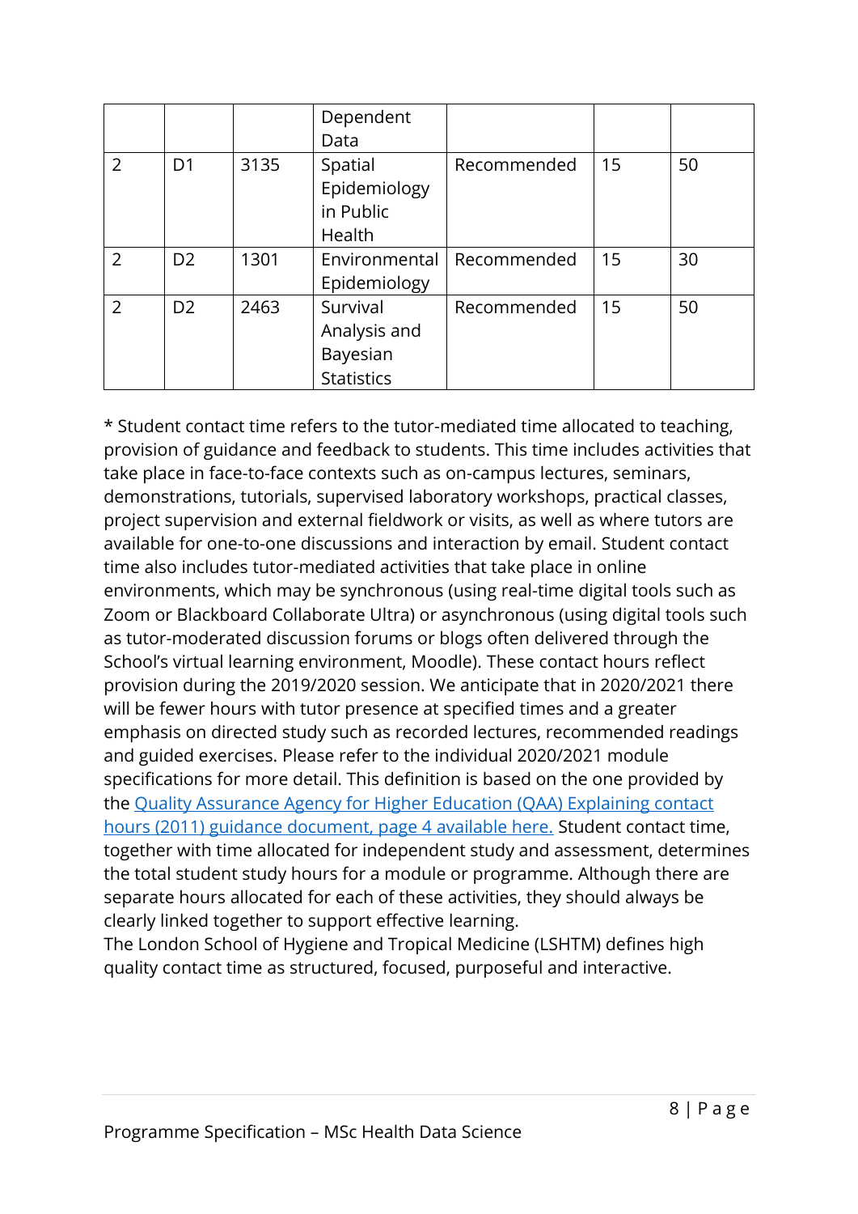|  |  |  | Dependent Data |  |  |  |
|---|---|---|---|---|---|---|
| 2 | D1 | 3135 | Spatial Epidemiology in Public Health | Recommended | 15 | 50 |
| 2 | D2 | 1301 | Environmental Epidemiology | Recommended | 15 | 30 |
| 2 | D2 | 2463 | Survival Analysis and Bayesian Statistics | Recommended | 15 | 50 |

* Student contact time refers to the tutor-mediated time allocated to teaching, provision of guidance and feedback to students. This time includes activities that take place in face-to-face contexts such as on-campus lectures, seminars, demonstrations, tutorials, supervised laboratory workshops, practical classes, project supervision and external fieldwork or visits, as well as where tutors are available for one-to-one discussions and interaction by email. Student contact time also includes tutor-mediated activities that take place in online environments, which may be synchronous (using real-time digital tools such as Zoom or Blackboard Collaborate Ultra) or asynchronous (using digital tools such as tutor-moderated discussion forums or blogs often delivered through the School's virtual learning environment, Moodle). These contact hours reflect provision during the 2019/2020 session. We anticipate that in 2020/2021 there will be fewer hours with tutor presence at specified times and a greater emphasis on directed study such as recorded lectures, recommended readings and guided exercises. Please refer to the individual 2020/2021 module specifications for more detail. This definition is based on the one provided by the Quality Assurance Agency for Higher Education (QAA) Explaining contact hours (2011) guidance document, page 4 available here. Student contact time, together with time allocated for independent study and assessment, determines the total student study hours for a module or programme. Although there are separate hours allocated for each of these activities, they should always be clearly linked together to support effective learning.
The London School of Hygiene and Tropical Medicine (LSHTM) defines high quality contact time as structured, focused, purposeful and interactive.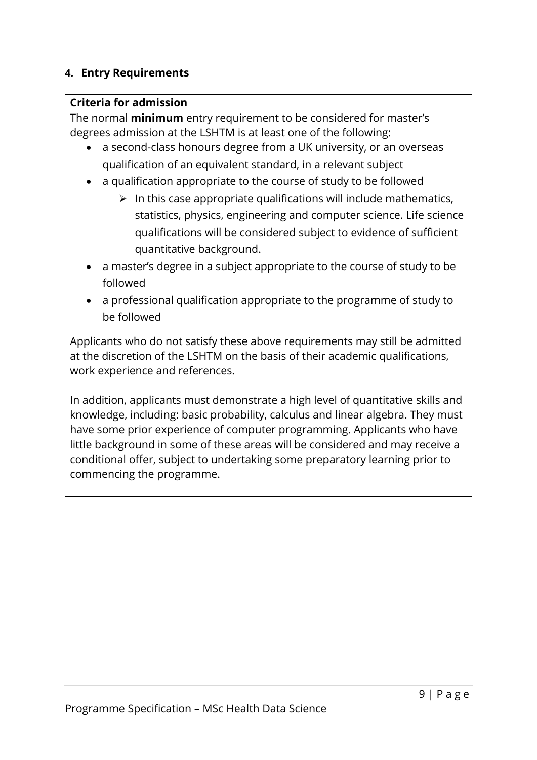#### 4. Entry Requirements

**Criteria for admission**

The normal **minimum** entry requirement to be considered for master's degrees admission at the LSHTM is at least one of the following:

- a second-class honours degree from a UK university, or an overseas qualification of an equivalent standard, in a relevant subject
- a qualification appropriate to the course of study to be followed
  - In this case appropriate qualifications will include mathematics, statistics, physics, engineering and computer science. Life science qualifications will be considered subject to evidence of sufficient quantitative background.
- a master's degree in a subject appropriate to the course of study to be followed
- a professional qualification appropriate to the programme of study to be followed

Applicants who do not satisfy these above requirements may still be admitted at the discretion of the LSHTM on the basis of their academic qualifications, work experience and references.

In addition, applicants must demonstrate a high level of quantitative skills and knowledge, including: basic probability, calculus and linear algebra. They must have some prior experience of computer programming. Applicants who have little background in some of these areas will be considered and may receive a conditional offer, subject to undertaking some preparatory learning prior to commencing the programme.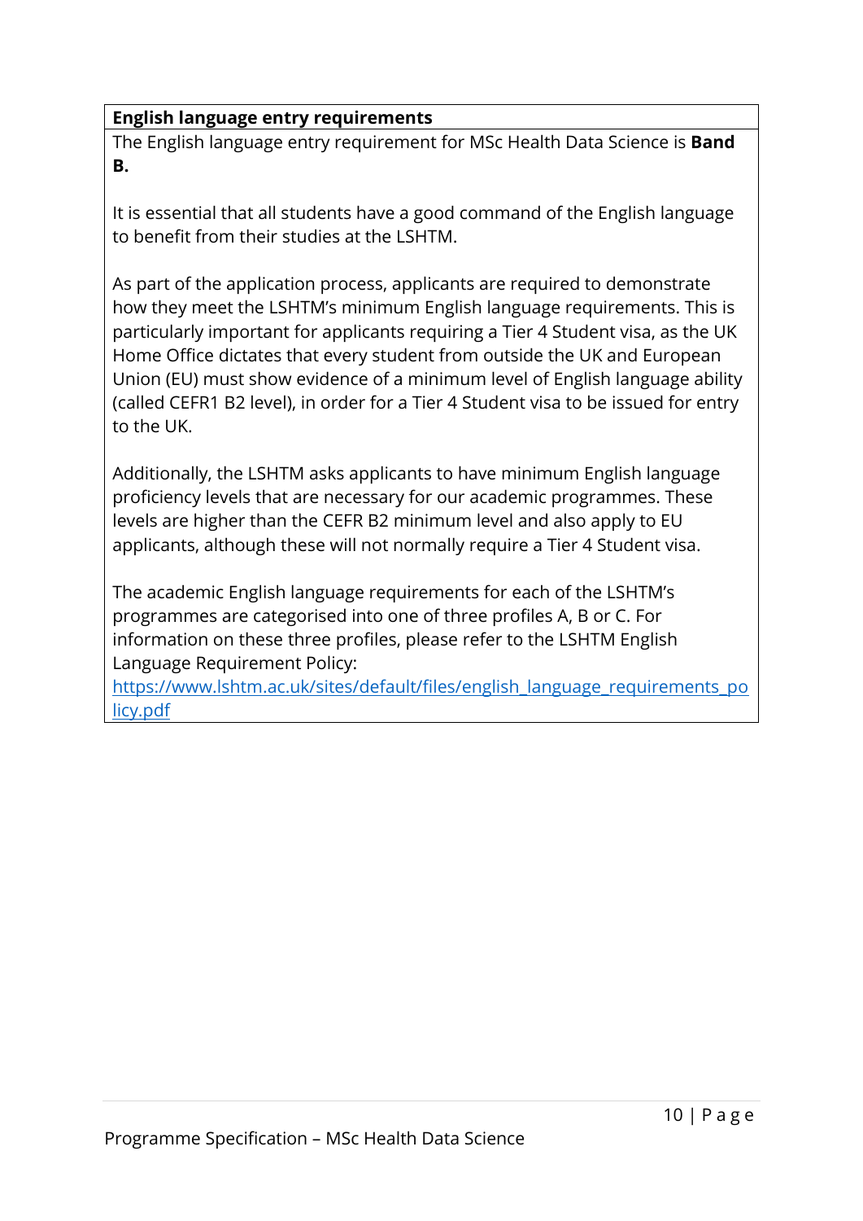**English language entry requirements**

The English language entry requirement for MSc Health Data Science is **Band B.**

It is essential that all students have a good command of the English language to benefit from their studies at the LSHTM.

As part of the application process, applicants are required to demonstrate how they meet the LSHTM's minimum English language requirements. This is particularly important for applicants requiring a Tier 4 Student visa, as the UK Home Office dictates that every student from outside the UK and European Union (EU) must show evidence of a minimum level of English language ability (called CEFR1 B2 level), in order for a Tier 4 Student visa to be issued for entry to the UK.

Additionally, the LSHTM asks applicants to have minimum English language proficiency levels that are necessary for our academic programmes. These levels are higher than the CEFR B2 minimum level and also apply to EU applicants, although these will not normally require a Tier 4 Student visa.

The academic English language requirements for each of the LSHTM's programmes are categorised into one of three profiles A, B or C. For information on these three profiles, please refer to the LSHTM English Language Requirement Policy:
[https://www.lshtm.ac.uk/sites/default/files/english_language_requirements_policy.pdf](https://www.lshtm.ac.uk/sites/default/files/english_language_requirements_policy.pdf)